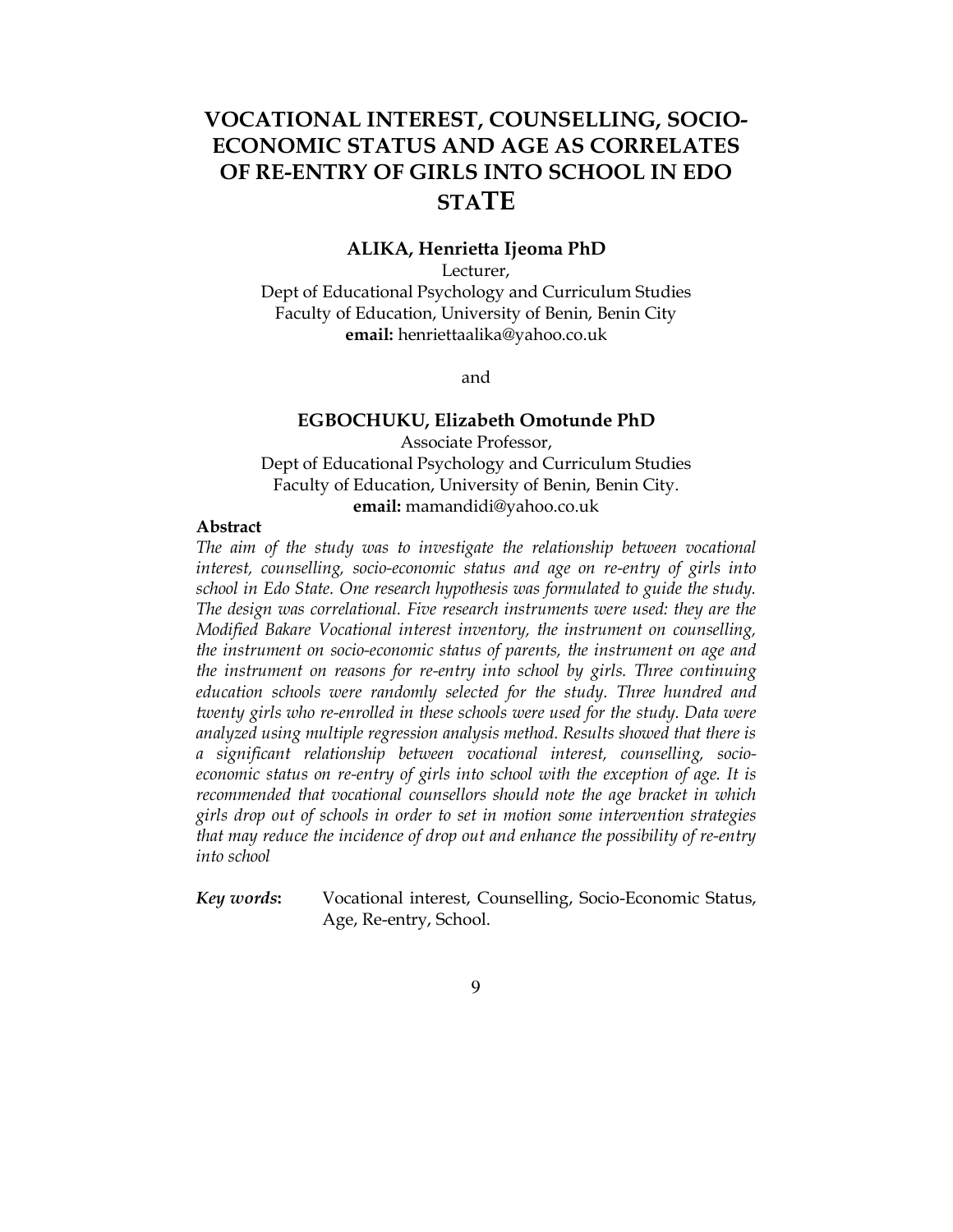# VOCATIONAL INTEREST, COUNSELLING, SOCIO-ECONOMIC STATUS AND AGE AS CORRELATES OF RE-ENTRY OF GIRLS INTO SCHOOL IN EDO STATE

**ALIKA, Henrietta Ijeoma PhD**
Lecturer,
Dept of Educational Psychology and Curriculum Studies
Faculty of Education, University of Benin, Benin City
**email:** henriettaalika@yahoo.co.uk

and

**EGBOCHUKU, Elizabeth Omotunde PhD**
Associate Professor,
Dept of Educational Psychology and Curriculum Studies
Faculty of Education, University of Benin, Benin City.
**email:** mamandidi@yahoo.co.uk

**Abstract**

*The aim of the study was to investigate the relationship between vocational interest, counselling, socio-economic status and age on re-entry of girls into school in Edo State. One research hypothesis was formulated to guide the study. The design was correlational. Five research instruments were used: they are the Modified Bakare Vocational interest inventory, the instrument on counselling, the instrument on socio-economic status of parents, the instrument on age and the instrument on reasons for re-entry into school by girls. Three continuing education schools were randomly selected for the study. Three hundred and twenty girls who re-enrolled in these schools were used for the study. Data were analyzed using multiple regression analysis method. Results showed that there is a significant relationship between vocational interest, counselling, socio-economic status on re-entry of girls into school with the exception of age. It is recommended that vocational counsellors should note the age bracket in which girls drop out of schools in order to set in motion some intervention strategies that may reduce the incidence of drop out and enhance the possibility of re-entry into school*

***Key words*:** Vocational interest, Counselling, Socio-Economic Status, Age, Re-entry, School.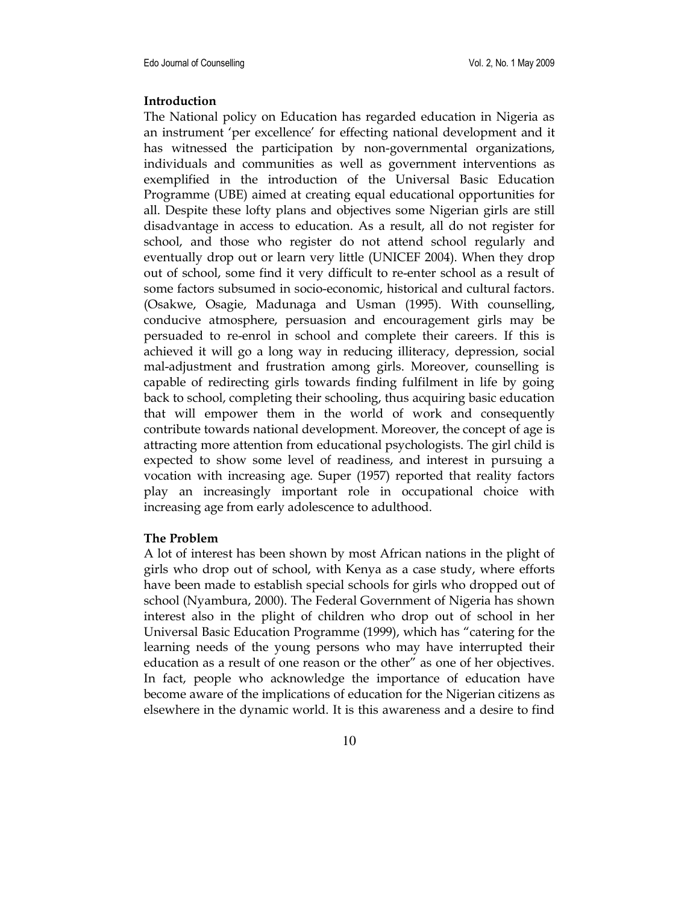## Introduction

The National policy on Education has regarded education in Nigeria as an instrument 'per excellence' for effecting national development and it has witnessed the participation by non-governmental organizations, individuals and communities as well as government interventions as exemplified in the introduction of the Universal Basic Education Programme (UBE) aimed at creating equal educational opportunities for all. Despite these lofty plans and objectives some Nigerian girls are still disadvantage in access to education. As a result, all do not register for school, and those who register do not attend school regularly and eventually drop out or learn very little (UNICEF 2004). When they drop out of school, some find it very difficult to re-enter school as a result of some factors subsumed in socio-economic, historical and cultural factors. (Osakwe, Osagie, Madunaga and Usman (1995). With counselling, conducive atmosphere, persuasion and encouragement girls may be persuaded to re-enrol in school and complete their careers. If this is achieved it will go a long way in reducing illiteracy, depression, social mal-adjustment and frustration among girls. Moreover, counselling is capable of redirecting girls towards finding fulfilment in life by going back to school, completing their schooling, thus acquiring basic education that will empower them in the world of work and consequently contribute towards national development. Moreover, the concept of age is attracting more attention from educational psychologists. The girl child is expected to show some level of readiness, and interest in pursuing a vocation with increasing age. Super (1957) reported that reality factors play an increasingly important role in occupational choice with increasing age from early adolescence to adulthood.

## The Problem

A lot of interest has been shown by most African nations in the plight of girls who drop out of school, with Kenya as a case study, where efforts have been made to establish special schools for girls who dropped out of school (Nyambura, 2000). The Federal Government of Nigeria has shown interest also in the plight of children who drop out of school in her Universal Basic Education Programme (1999), which has "catering for the learning needs of the young persons who may have interrupted their education as a result of one reason or the other" as one of her objectives. In fact, people who acknowledge the importance of education have become aware of the implications of education for the Nigerian citizens as elsewhere in the dynamic world. It is this awareness and a desire to find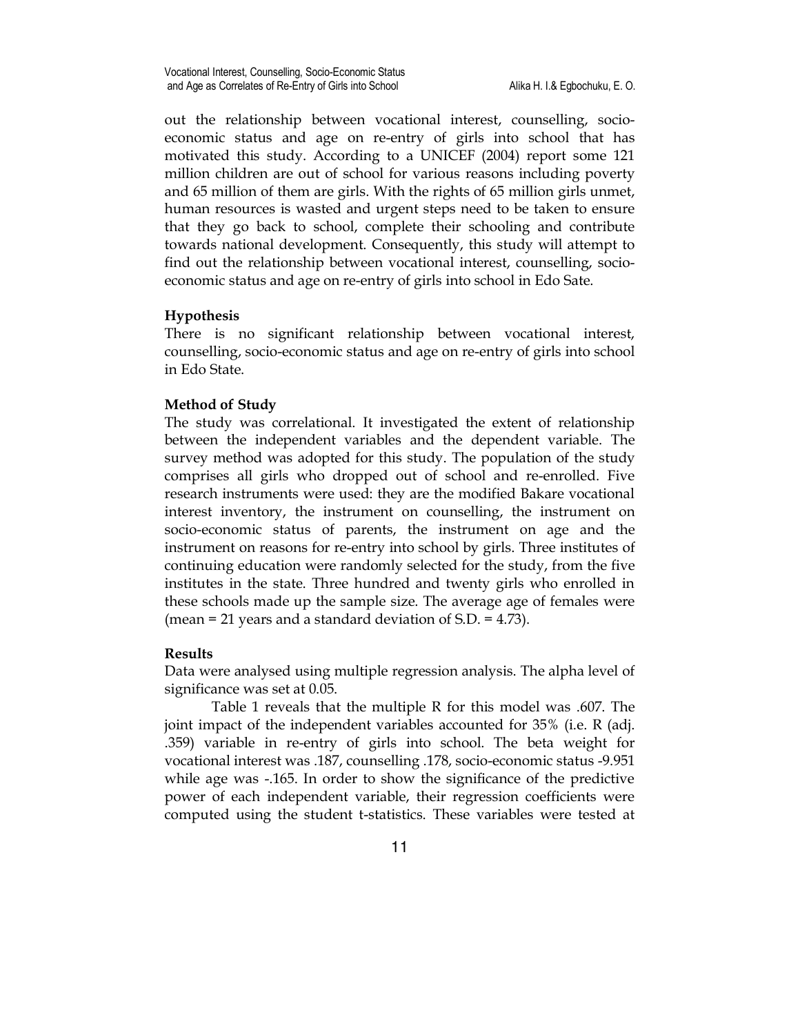out the relationship between vocational interest, counselling, socio-economic status and age on re-entry of girls into school that has motivated this study. According to a UNICEF (2004) report some 121 million children are out of school for various reasons including poverty and 65 million of them are girls. With the rights of 65 million girls unmet, human resources is wasted and urgent steps need to be taken to ensure that they go back to school, complete their schooling and contribute towards national development. Consequently, this study will attempt to find out the relationship between vocational interest, counselling, socio-economic status and age on re-entry of girls into school in Edo Sate.

## Hypothesis

There is no significant relationship between vocational interest, counselling, socio-economic status and age on re-entry of girls into school in Edo State.

## Method of Study

The study was correlational. It investigated the extent of relationship between the independent variables and the dependent variable. The survey method was adopted for this study. The population of the study comprises all girls who dropped out of school and re-enrolled. Five research instruments were used: they are the modified Bakare vocational interest inventory, the instrument on counselling, the instrument on socio-economic status of parents, the instrument on age and the instrument on reasons for re-entry into school by girls. Three institutes of continuing education were randomly selected for the study, from the five institutes in the state. Three hundred and twenty girls who enrolled in these schools made up the sample size. The average age of females were (mean = 21 years and a standard deviation of S.D. = 4.73).

## Results

Data were analysed using multiple regression analysis. The alpha level of significance was set at 0.05.

Table 1 reveals that the multiple R for this model was .607. The joint impact of the independent variables accounted for 35% (i.e. R (adj. .359) variable in re-entry of girls into school. The beta weight for vocational interest was .187, counselling .178, socio-economic status -9.951 while age was -.165. In order to show the significance of the predictive power of each independent variable, their regression coefficients were computed using the student t-statistics. These variables were tested at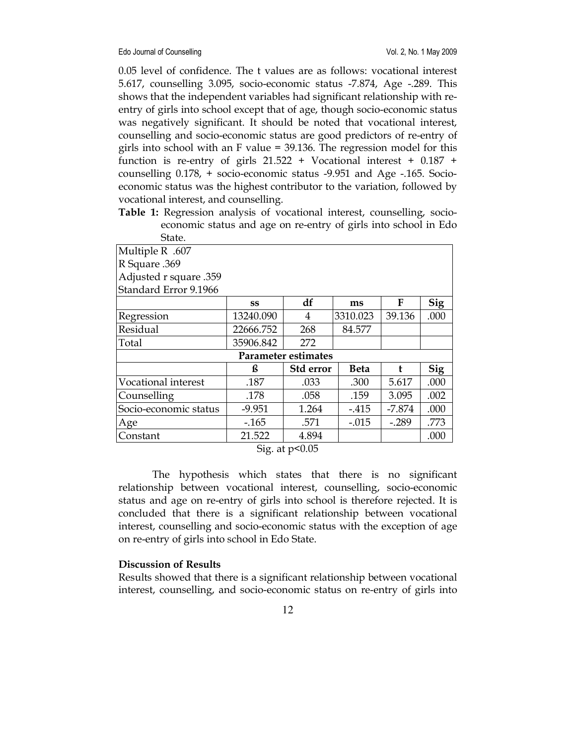0.05 level of confidence. The t values are as follows: vocational interest 5.617, counselling 3.095, socio-economic status -7.874, Age -.289. This shows that the independent variables had significant relationship with re-entry of girls into school except that of age, though socio-economic status was negatively significant. It should be noted that vocational interest, counselling and socio-economic status are good predictors of re-entry of girls into school with an F value = 39.136. The regression model for this function is re-entry of girls 21.522 + Vocational interest + 0.187 + counselling 0.178, + socio-economic status -9.951 and Age -.165. Socio-economic status was the highest contributor to the variation, followed by vocational interest, and counselling.

**Table 1:** Regression analysis of vocational interest, counselling, socio-economic status and age on re-entry of girls into school in Edo State.

| Multiple R .607<br>R Square .369<br>Adjusted r square .359<br>Standard Error 9.1966 | | | | | |
|---|---|---|---|---|---|
| | **ss** | **df** | **ms** | **F** | **Sig** |
| Regression | 13240.090 | 4 | 3310.023 | 39.136 | .000 |
| Residual | 22666.752 | 268 | 84.577 | | |
| Total | 35906.842 | 272 | | | |
| **Parameter estimates** | | | | | |
| | **ß** | **Std error** | **Beta** | **t** | **Sig** |
| Vocational interest | .187 | .033 | .300 | 5.617 | .000 |
| Counselling | .178 | .058 | .159 | 3.095 | .002 |
| Socio-economic status | -9.951 | 1.264 | -.415 | -7.874 | .000 |
| Age | -.165 | .571 | -.015 | -.289 | .773 |
| Constant | 21.522 | 4.894 | | | .000 |

Sig. at $p<0.05$

The hypothesis which states that there is no significant relationship between vocational interest, counselling, socio-economic status and age on re-entry of girls into school is therefore rejected. It is concluded that there is a significant relationship between vocational interest, counselling and socio-economic status with the exception of age on re-entry of girls into school in Edo State.

**Discussion of Results**

Results showed that there is a significant relationship between vocational interest, counselling, and socio-economic status on re-entry of girls into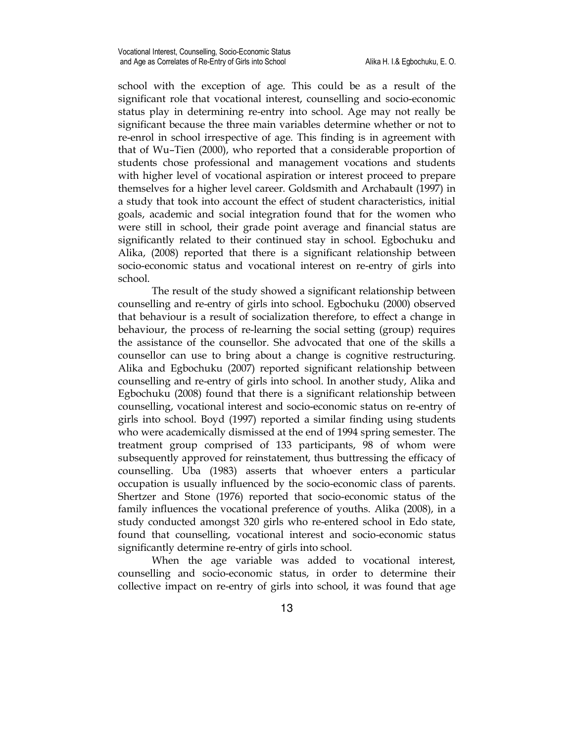school with the exception of age. This could be as a result of the significant role that vocational interest, counselling and socio-economic status play in determining re-entry into school. Age may not really be significant because the three main variables determine whether or not to re-enrol in school irrespective of age. This finding is in agreement with that of Wu–Tien (2000), who reported that a considerable proportion of students chose professional and management vocations and students with higher level of vocational aspiration or interest proceed to prepare themselves for a higher level career. Goldsmith and Archabault (1997) in a study that took into account the effect of student characteristics, initial goals, academic and social integration found that for the women who were still in school, their grade point average and financial status are significantly related to their continued stay in school. Egbochuku and Alika, (2008) reported that there is a significant relationship between socio-economic status and vocational interest on re-entry of girls into school.

The result of the study showed a significant relationship between counselling and re-entry of girls into school. Egbochuku (2000) observed that behaviour is a result of socialization therefore, to effect a change in behaviour, the process of re-learning the social setting (group) requires the assistance of the counsellor. She advocated that one of the skills a counsellor can use to bring about a change is cognitive restructuring. Alika and Egbochuku (2007) reported significant relationship between counselling and re-entry of girls into school. In another study, Alika and Egbochuku (2008) found that there is a significant relationship between counselling, vocational interest and socio-economic status on re-entry of girls into school. Boyd (1997) reported a similar finding using students who were academically dismissed at the end of 1994 spring semester. The treatment group comprised of 133 participants, 98 of whom were subsequently approved for reinstatement, thus buttressing the efficacy of counselling. Uba (1983) asserts that whoever enters a particular occupation is usually influenced by the socio-economic class of parents. Shertzer and Stone (1976) reported that socio-economic status of the family influences the vocational preference of youths. Alika (2008), in a study conducted amongst 320 girls who re-entered school in Edo state, found that counselling, vocational interest and socio-economic status significantly determine re-entry of girls into school.

When the age variable was added to vocational interest, counselling and socio-economic status, in order to determine their collective impact on re-entry of girls into school, it was found that age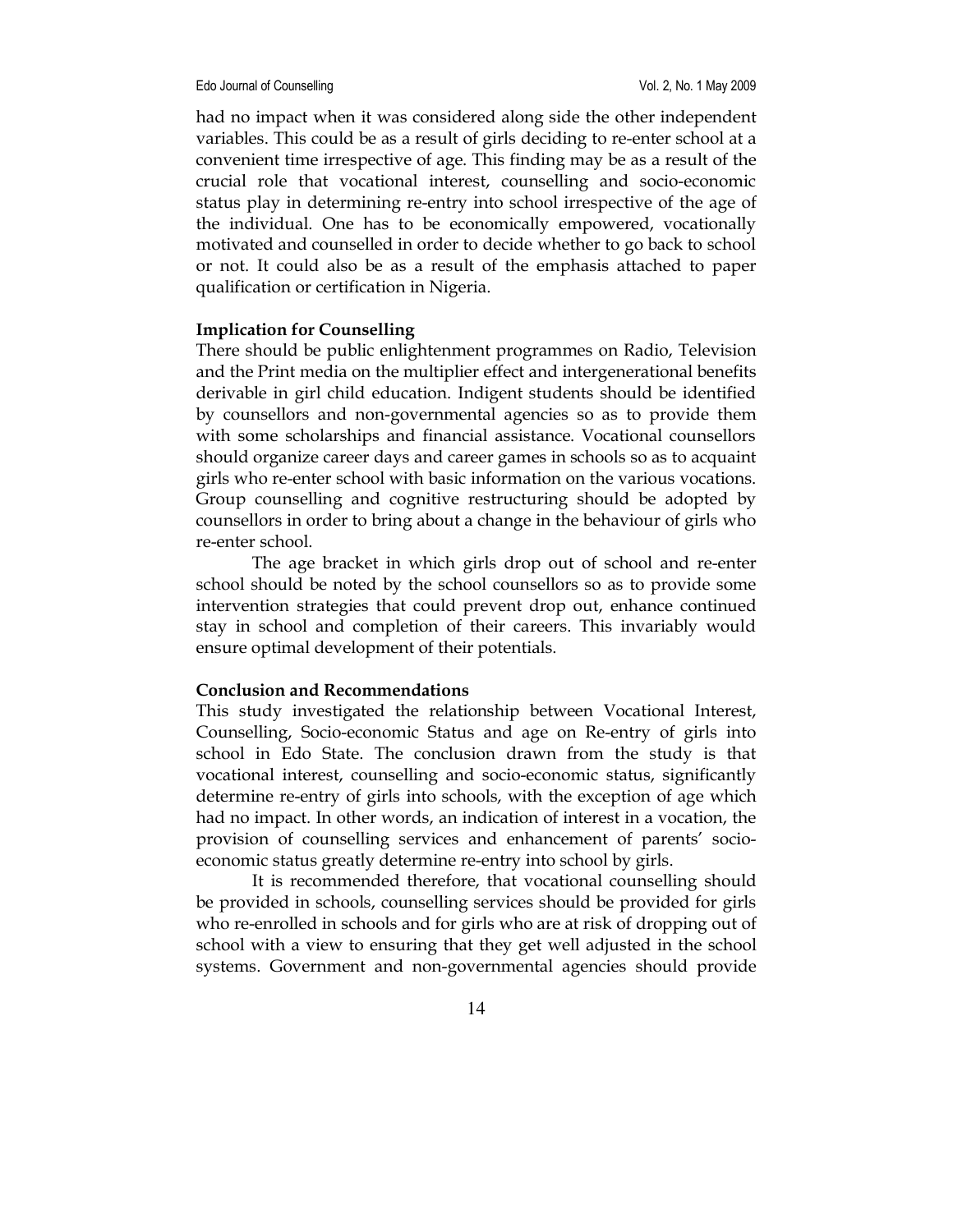had no impact when it was considered along side the other independent variables. This could be as a result of girls deciding to re-enter school at a convenient time irrespective of age. This finding may be as a result of the crucial role that vocational interest, counselling and socio-economic status play in determining re-entry into school irrespective of the age of the individual. One has to be economically empowered, vocationally motivated and counselled in order to decide whether to go back to school or not. It could also be as a result of the emphasis attached to paper qualification or certification in Nigeria.

**Implication for Counselling**

There should be public enlightenment programmes on Radio, Television and the Print media on the multiplier effect and intergenerational benefits derivable in girl child education. Indigent students should be identified by counsellors and non-governmental agencies so as to provide them with some scholarships and financial assistance. Vocational counsellors should organize career days and career games in schools so as to acquaint girls who re-enter school with basic information on the various vocations. Group counselling and cognitive restructuring should be adopted by counsellors in order to bring about a change in the behaviour of girls who re-enter school.

The age bracket in which girls drop out of school and re-enter school should be noted by the school counsellors so as to provide some intervention strategies that could prevent drop out, enhance continued stay in school and completion of their careers. This invariably would ensure optimal development of their potentials.

**Conclusion and Recommendations**

This study investigated the relationship between Vocational Interest, Counselling, Socio-economic Status and age on Re-entry of girls into school in Edo State. The conclusion drawn from the study is that vocational interest, counselling and socio-economic status, significantly determine re-entry of girls into schools, with the exception of age which had no impact. In other words, an indication of interest in a vocation, the provision of counselling services and enhancement of parents' socio-economic status greatly determine re-entry into school by girls.

It is recommended therefore, that vocational counselling should be provided in schools, counselling services should be provided for girls who re-enrolled in schools and for girls who are at risk of dropping out of school with a view to ensuring that they get well adjusted in the school systems. Government and non-governmental agencies should provide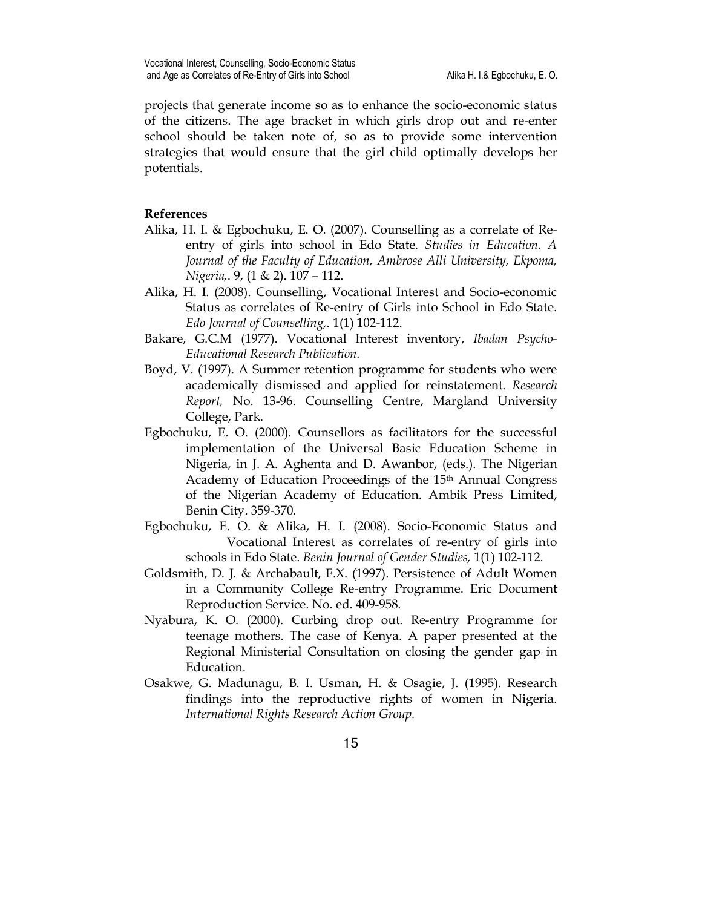projects that generate income so as to enhance the socio-economic status of the citizens. The age bracket in which girls drop out and re-enter school should be taken note of, so as to provide some intervention strategies that would ensure that the girl child optimally develops her potentials.

**References**

Alika, H. I. & Egbochuku, E. O. (2007). Counselling as a correlate of Re-entry of girls into school in Edo State. *Studies in Education. A Journal of the Faculty of Education, Ambrose Alli University, Ekpoma, Nigeria,*. 9, (1 & 2). 107 – 112.

Alika, H. I. (2008). Counselling, Vocational Interest and Socio-economic Status as correlates of Re-entry of Girls into School in Edo State. *Edo Journal of Counselling,*. 1(1) 102-112.

Bakare, G.C.M (1977). Vocational Interest inventory, *Ibadan Psycho-Educational Research Publication.*

Boyd, V. (1997). A Summer retention programme for students who were academically dismissed and applied for reinstatement. *Research Report,* No. 13-96. Counselling Centre, Margland University College, Park.

Egbochuku, E. O. (2000). Counsellors as facilitators for the successful implementation of the Universal Basic Education Scheme in Nigeria, in J. A. Aghenta and D. Awanbor, (eds.). The Nigerian Academy of Education Proceedings of the 15th Annual Congress of the Nigerian Academy of Education. Ambik Press Limited, Benin City. 359-370.

Egbochuku, E. O. & Alika, H. I. (2008). Socio-Economic Status and Vocational Interest as correlates of re-entry of girls into schools in Edo State. *Benin Journal of Gender Studies,* 1(1) 102-112.

Goldsmith, D. J. & Archabault, F.X. (1997). Persistence of Adult Women in a Community College Re-entry Programme. Eric Document Reproduction Service. No. ed. 409-958.

Nyabura, K. O. (2000). Curbing drop out. Re-entry Programme for teenage mothers. The case of Kenya. A paper presented at the Regional Ministerial Consultation on closing the gender gap in Education.

Osakwe, G. Madunagu, B. I. Usman, H. & Osagie, J. (1995). Research findings into the reproductive rights of women in Nigeria. *International Rights Research Action Group.*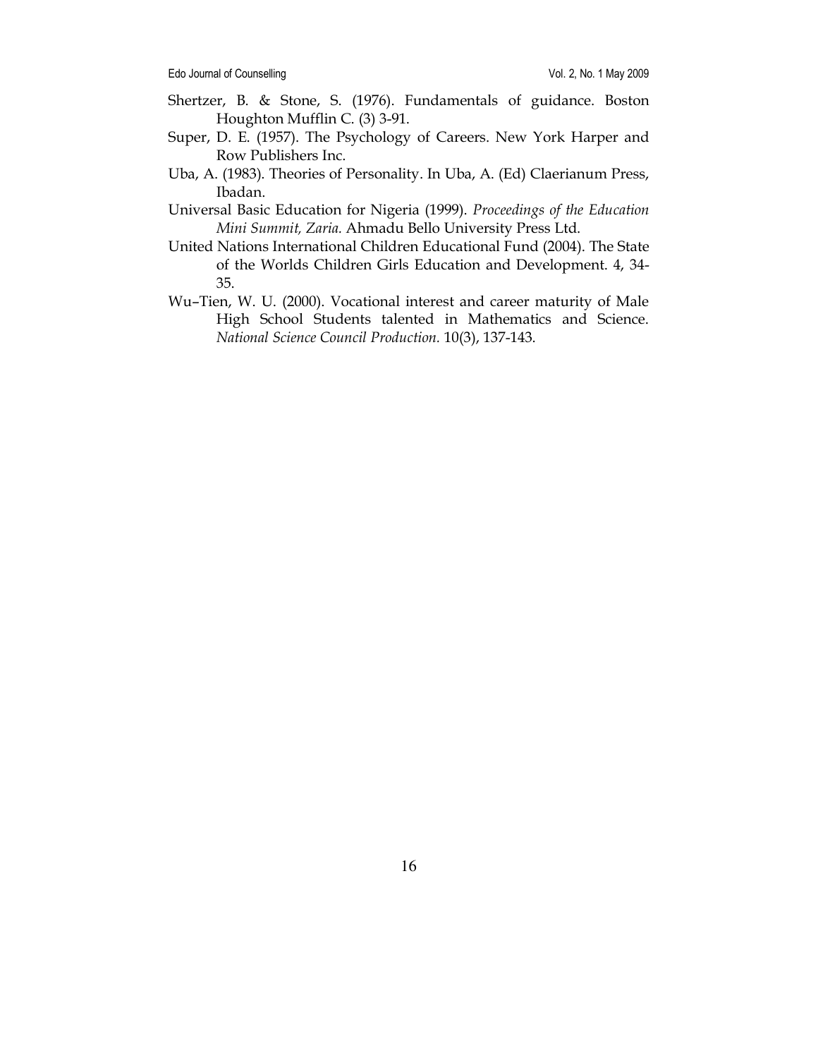Shertzer, B. & Stone, S. (1976). Fundamentals of guidance. Boston Houghton Mufflin C. (3) 3-91.

Super, D. E. (1957). The Psychology of Careers. New York Harper and Row Publishers Inc.

Uba, A. (1983). Theories of Personality. In Uba, A. (Ed) Claerianum Press, Ibadan.

Universal Basic Education for Nigeria (1999). *Proceedings of the Education Mini Summit, Zaria.* Ahmadu Bello University Press Ltd.

United Nations International Children Educational Fund (2004). The State of the Worlds Children Girls Education and Development. 4, 34-35.

Wu–Tien, W. U. (2000). Vocational interest and career maturity of Male High School Students talented in Mathematics and Science. *National Science Council Production.* 10(3), 137-143.